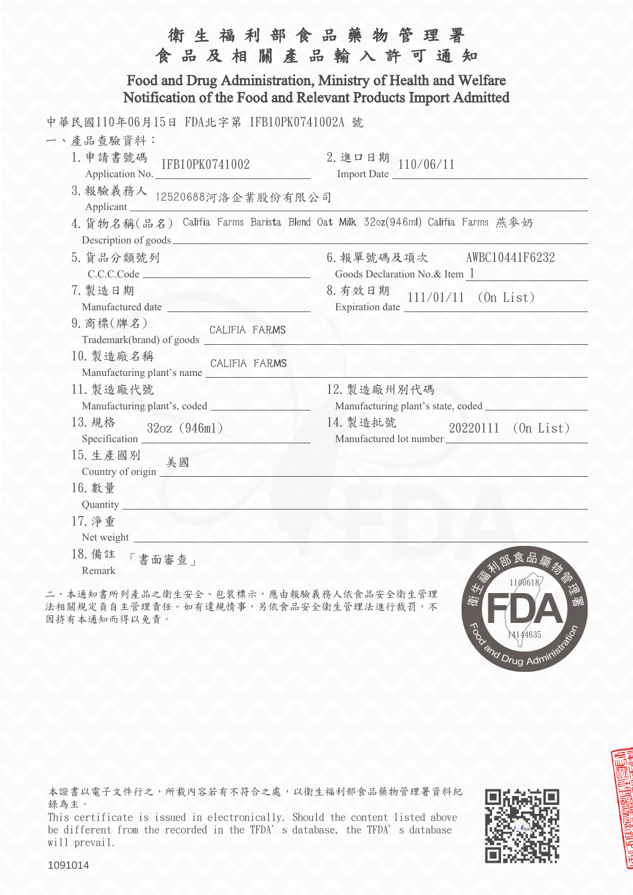# 衛生福利部食品藥物管理署
# 食品及相關產品輸入許可通知

## Food and Drug Administration, Ministry of Health and Welfare
## Notification of the Food and Relevant Products Import Admitted

中華民國110年06月15日 FDA北字第 IFB10PK0741002A 號

一、產品查驗資料：

1. 申請書號碼 Application No.：IFB10PK0741002
2. 進口日期 Import Date：110/06/11
3. 報驗義務人 Applicant：12520688河洛企業股份有限公司
4. 貨物名稱(品名) Description of goods：Califia Farms Barista Blend Oat Milk 32oz(946ml) Califia Farms 燕麥奶
5. 貨品分類號列 C.C.C.Code：
6. 報單號碼及項次 Goods Declaration No.& Item：AWBC10441F6232 1
7. 製造日期 Manufactured date：
8. 有效日期 Expiration date：111/01/11 (On List)
9. 商標(牌名) Trademark(brand) of goods：CALIFIA FARMS
10. 製造廠名稱 Manufacturing plant's name：CALIFIA FARMS
11. 製造廠代號 Manufacturing plant's, coded：
12. 製造廠州別代碼 Manufacturing plant's state, coded：
13. 規格 Specification：32oz (946ml)
14. 製造批號 Manufactured lot number：20220111 (On List)
15. 生產國別 Country of origin：美國
16. 數量 Quantity：
17. 淨重 Net weight：
18. 備註 Remark：「書面審查」

二、本通知書所列產品之衛生安全、包裝標示，應由報驗義務人依食品安全衛生管理法相關規定負自主管理責任。如有違規情事，另依食品安全衛生管理法進行裁罰，不因持有本通知而得以免責。

衛生福利部食品藥物管理署 FDA Food and Drug Administration 1100618 14144635

本證書以電子文件行之，所載內容若有不符合之處，以衛生福利部食品藥物管理署資料紀錄為主。

This certificate is issued in electronically. Should the content listed above be different from the recorded in the TFDA's database, the TFDA's database will prevail.

1091014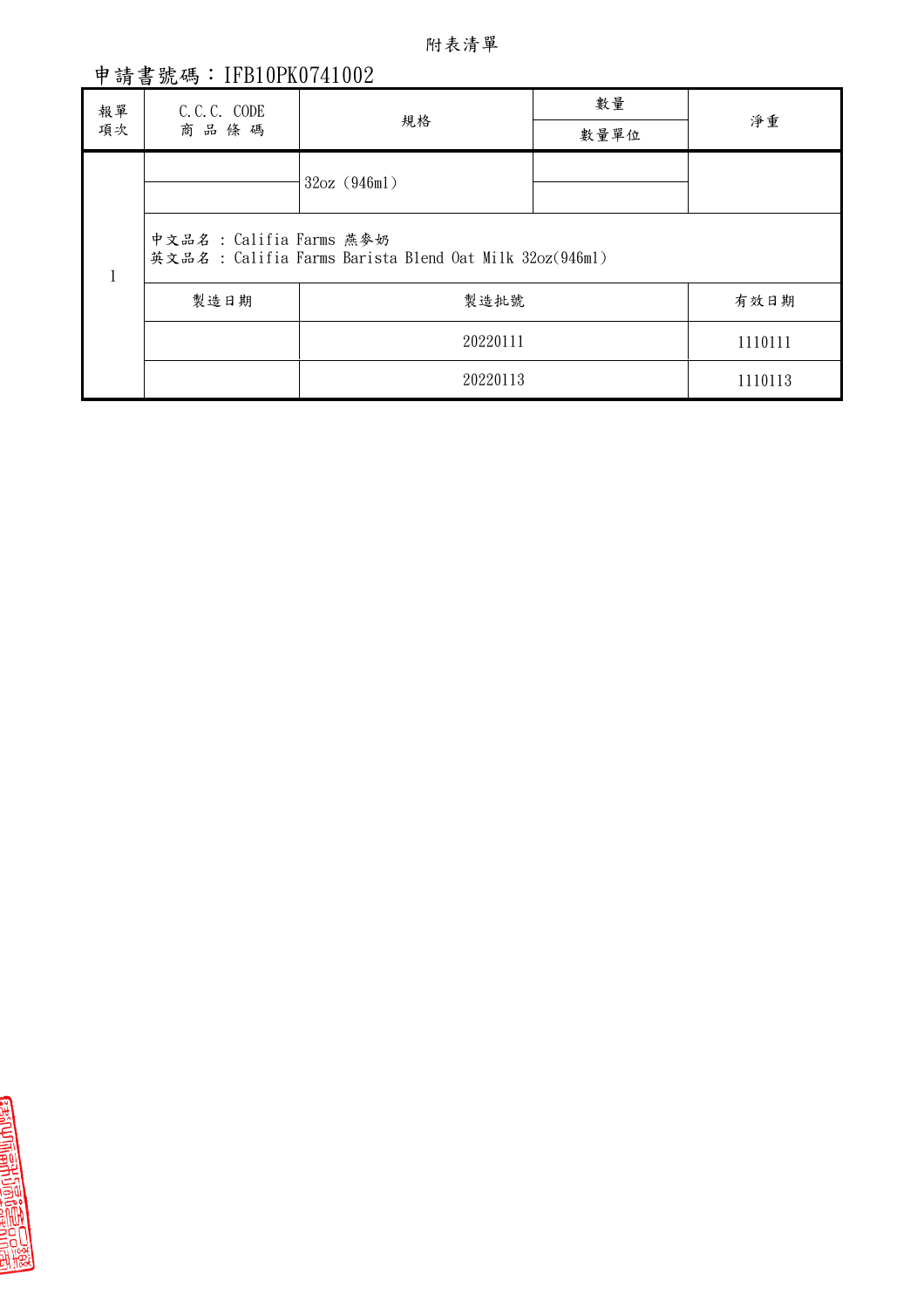附表清單

申請書號碼：IFB10PK0741002

| 報單項次 | C.C.C. CODE 商品條碼 | 規格 | 數量 / 數量單位 | 淨重 |
|---|---|---|---|---|
| 1 | | 32oz (946ml) | | |
| | 中文品名 : Califia Farms 燕麥奶<br>英文品名 : Califia Farms Barista Blend Oat Milk 32oz(946ml) | | | |
| | 製造日期 | 製造批號 | | 有效日期 |
| | | 20220111 | | 1110111 |
| | | 20220113 | | 1110113 |